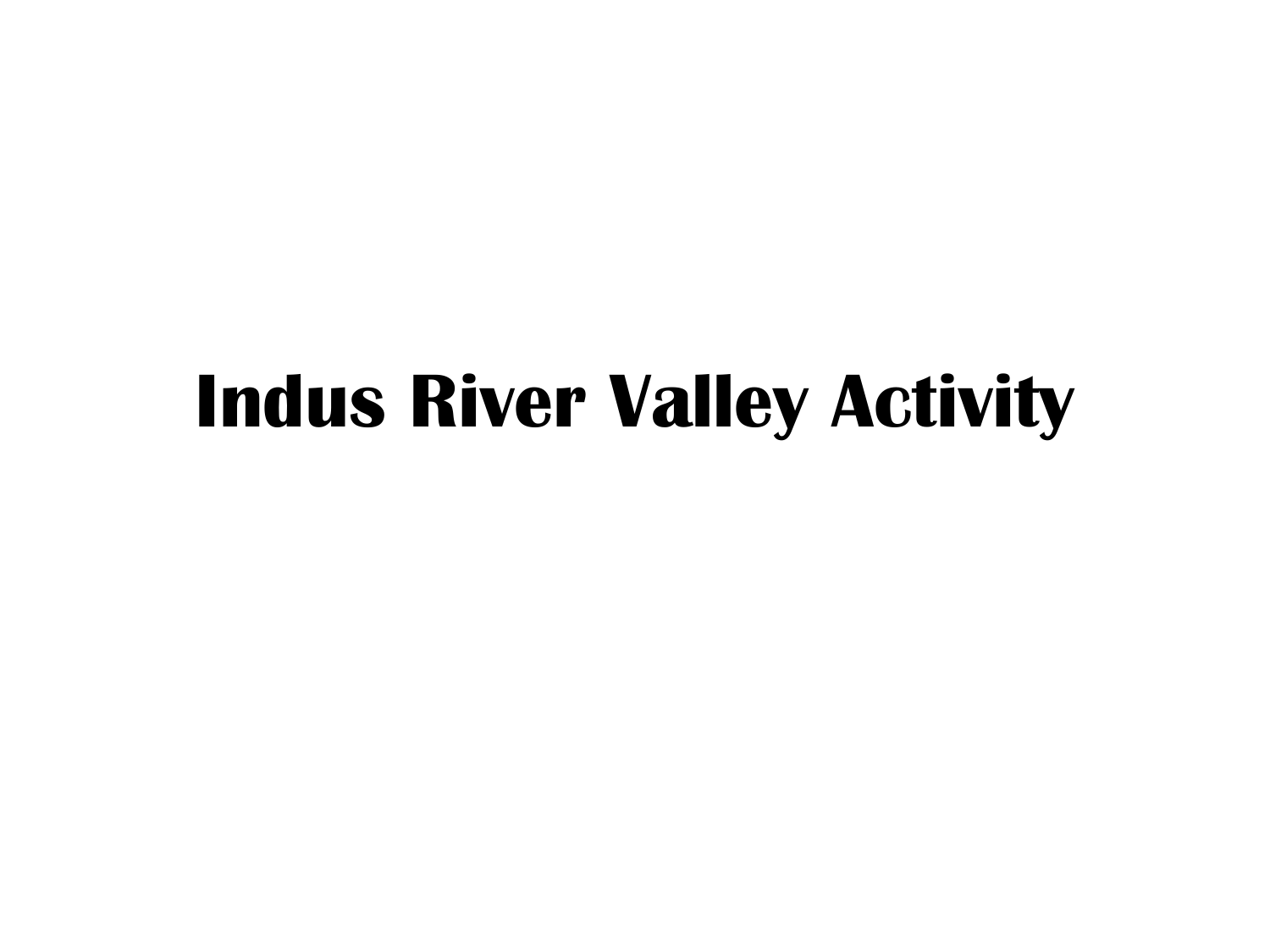# Indus River Valley Activity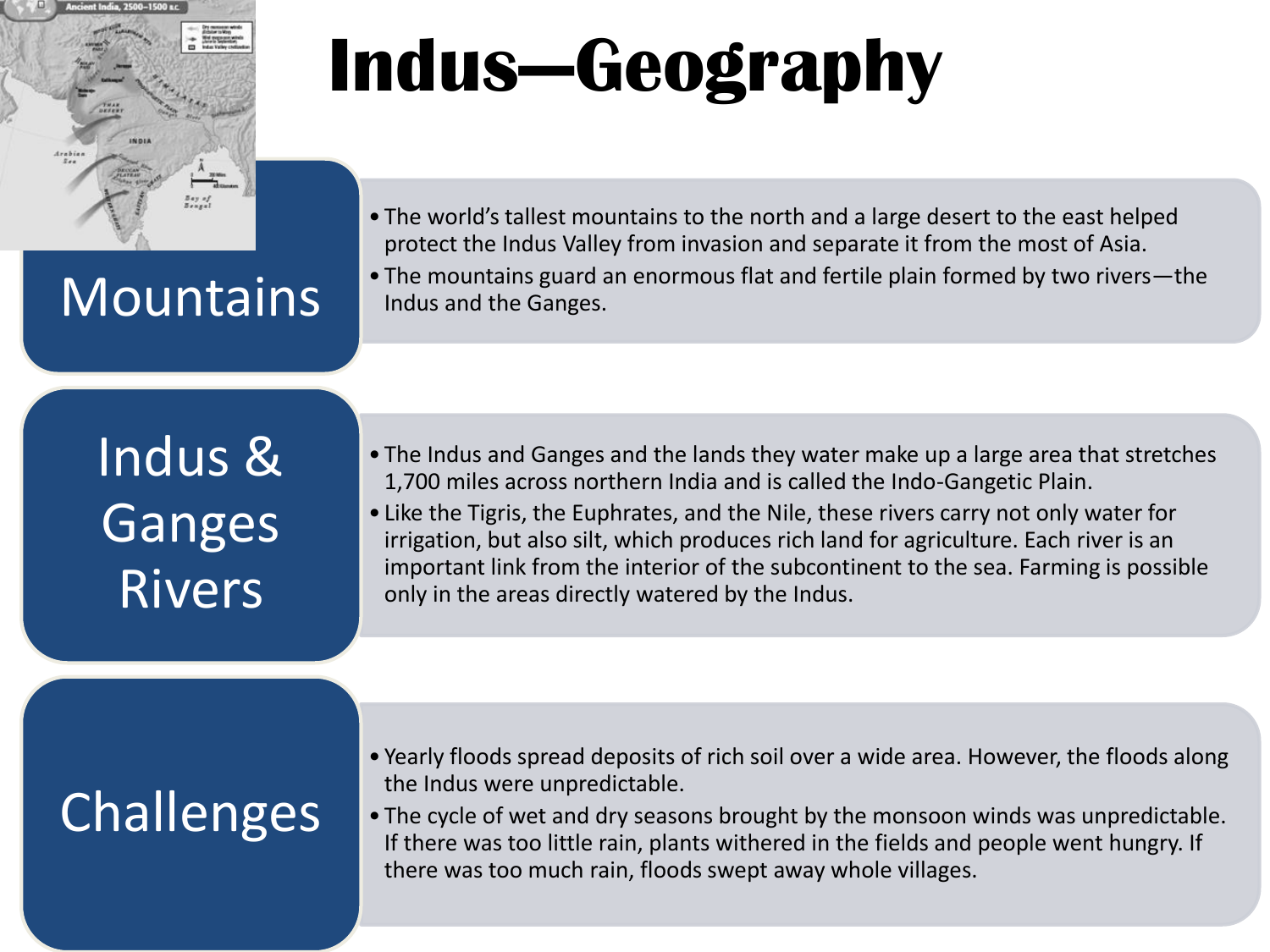# Indus—Geography

## Mountains

- The world's tallest mountains to the north and a large desert to the east helped protect the Indus Valley from invasion and separate it from the most of Asia.
- The mountains guard an enormous flat and fertile plain formed by two rivers—the Indus and the Ganges.

## Indus & Ganges Rivers

- The Indus and Ganges and the lands they water make up a large area that stretches 1,700 miles across northern India and is called the Indo-Gangetic Plain.
- Like the Tigris, the Euphrates, and the Nile, these rivers carry not only water for irrigation, but also silt, which produces rich land for agriculture. Each river is an important link from the interior of the subcontinent to the sea. Farming is possible only in the areas directly watered by the Indus.

## Challenges

- Yearly floods spread deposits of rich soil over a wide area. However, the floods along the Indus were unpredictable.
- The cycle of wet and dry seasons brought by the monsoon winds was unpredictable. If there was too little rain, plants withered in the fields and people went hungry. If there was too much rain, floods swept away whole villages.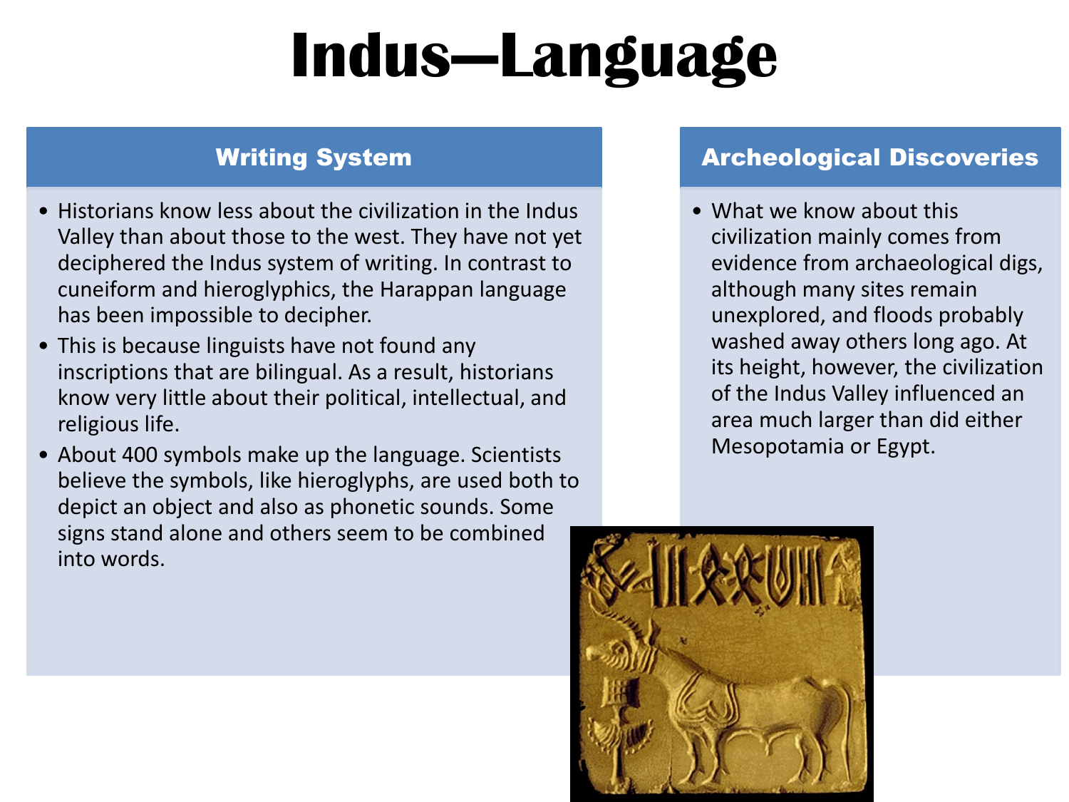# Indus—Language

## Writing System

- Historians know less about the civilization in the Indus Valley than about those to the west. They have not yet deciphered the Indus system of writing. In contrast to cuneiform and hieroglyphics, the Harappan language has been impossible to decipher.
- This is because linguists have not found any inscriptions that are bilingual. As a result, historians know very little about their political, intellectual, and religious life.
- About 400 symbols make up the language. Scientists believe the symbols, like hieroglyphs, are used both to depict an object and also as phonetic sounds. Some signs stand alone and others seem to be combined into words.

## Archeological Discoveries

- What we know about this civilization mainly comes from evidence from archaeological digs, although many sites remain unexplored, and floods probably washed away others long ago. At its height, however, the civilization of the Indus Valley influenced an area much larger than did either Mesopotamia or Egypt.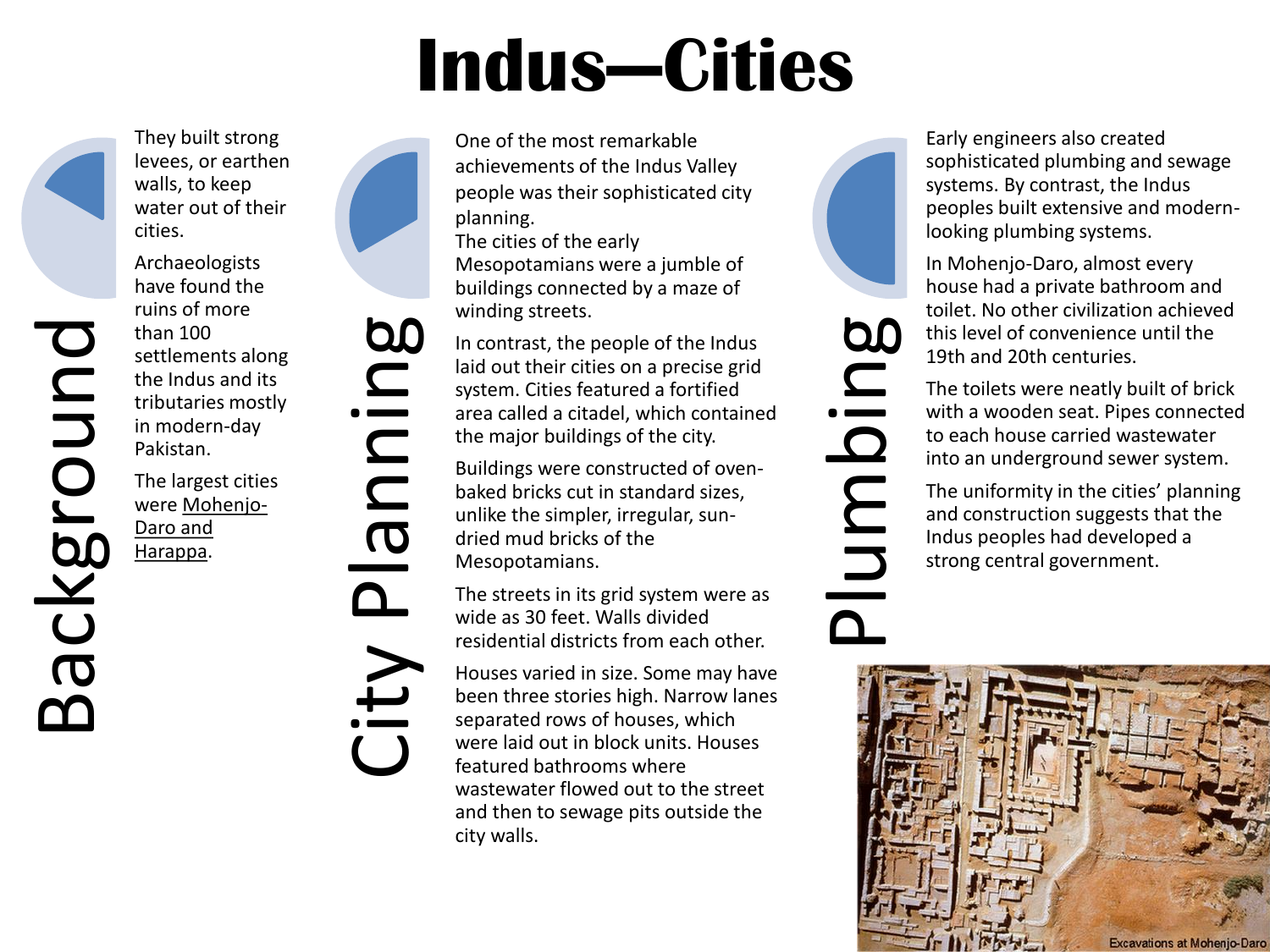# Indus—Cities

## Background

They built strong levees, or earthen walls, to keep water out of their cities.

Archaeologists have found the ruins of more than 100 settlements along the Indus and its tributaries mostly in modern-day Pakistan.

The largest cities were Mohenjo-Daro and Harappa.

## City Planning

One of the most remarkable achievements of the Indus Valley people was their sophisticated city planning.
The cities of the early Mesopotamians were a jumble of buildings connected by a maze of winding streets.

In contrast, the people of the Indus laid out their cities on a precise grid system. Cities featured a fortified area called a citadel, which contained the major buildings of the city.

Buildings were constructed of oven-baked bricks cut in standard sizes, unlike the simpler, irregular, sun-dried mud bricks of the Mesopotamians.

The streets in its grid system were as wide as 30 feet. Walls divided residential districts from each other.

Houses varied in size. Some may have been three stories high. Narrow lanes separated rows of houses, which were laid out in block units. Houses featured bathrooms where wastewater flowed out to the street and then to sewage pits outside the city walls.

## Plumbing

Early engineers also created sophisticated plumbing and sewage systems. By contrast, the Indus peoples built extensive and modern-looking plumbing systems.

In Mohenjo-Daro, almost every house had a private bathroom and toilet. No other civilization achieved this level of convenience until the 19th and 20th centuries.

The toilets were neatly built of brick with a wooden seat. Pipes connected to each house carried wastewater into an underground sewer system.

The uniformity in the cities' planning and construction suggests that the Indus peoples had developed a strong central government.

Excavations at Mohenjo-Daro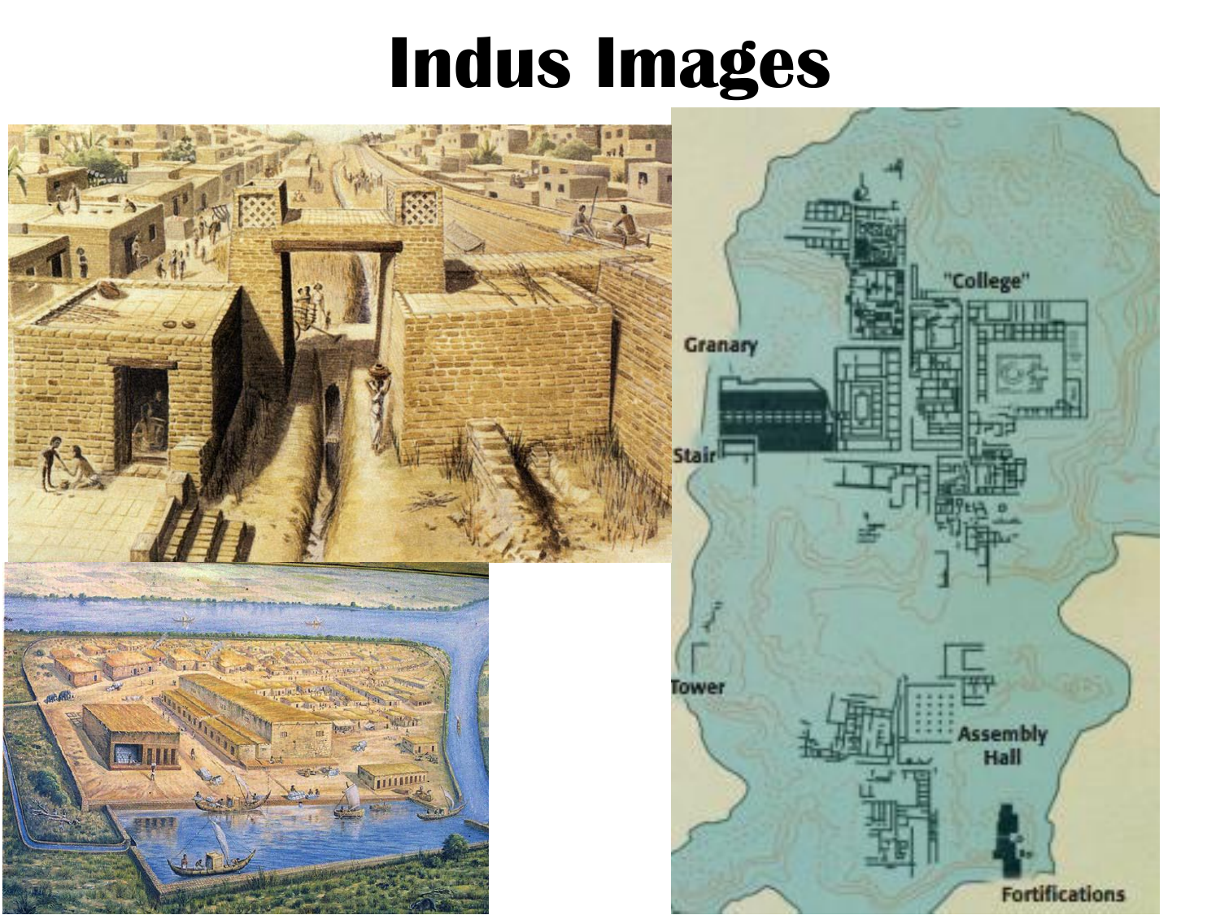# Indus Images

"College"

Granary

Stair

Tower

Assembly Hall

Fortifications